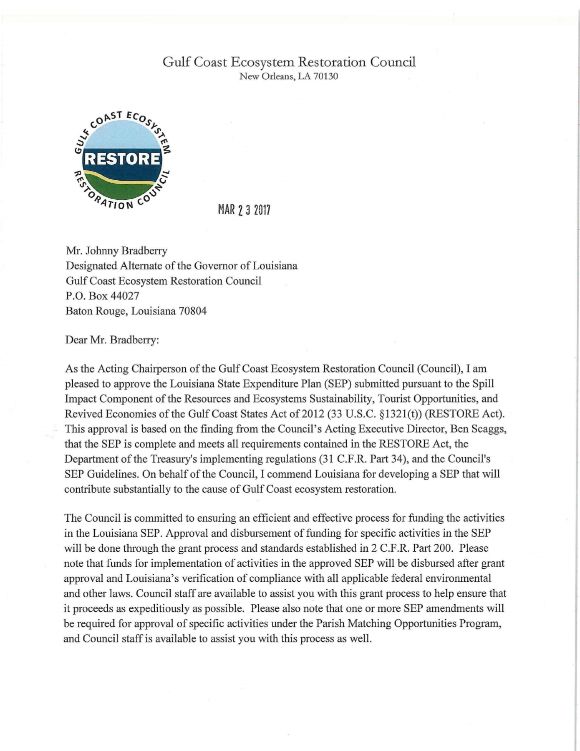Gulf Coast Ecosystem Restoration Council
New Orleans, LA 70130

MAR 2 3 2017

Mr. Johnny Bradberry
Designated Alternate of the Governor of Louisiana
Gulf Coast Ecosystem Restoration Council
P.O. Box 44027
Baton Rouge, Louisiana 70804

Dear Mr. Bradberry:

As the Acting Chairperson of the Gulf Coast Ecosystem Restoration Council (Council), I am pleased to approve the Louisiana State Expenditure Plan (SEP) submitted pursuant to the Spill Impact Component of the Resources and Ecosystems Sustainability, Tourist Opportunities, and Revived Economies of the Gulf Coast States Act of 2012 (33 U.S.C. §1321(t)) (RESTORE Act). This approval is based on the finding from the Council's Acting Executive Director, Ben Scaggs, that the SEP is complete and meets all requirements contained in the RESTORE Act, the Department of the Treasury's implementing regulations (31 C.F.R. Part 34), and the Council's SEP Guidelines. On behalf of the Council, I commend Louisiana for developing a SEP that will contribute substantially to the cause of Gulf Coast ecosystem restoration.

The Council is committed to ensuring an efficient and effective process for funding the activities in the Louisiana SEP. Approval and disbursement of funding for specific activities in the SEP will be done through the grant process and standards established in 2 C.F.R. Part 200. Please note that funds for implementation of activities in the approved SEP will be disbursed after grant approval and Louisiana's verification of compliance with all applicable federal environmental and other laws. Council staff are available to assist you with this grant process to help ensure that it proceeds as expeditiously as possible. Please also note that one or more SEP amendments will be required for approval of specific activities under the Parish Matching Opportunities Program, and Council staff is available to assist you with this process as well.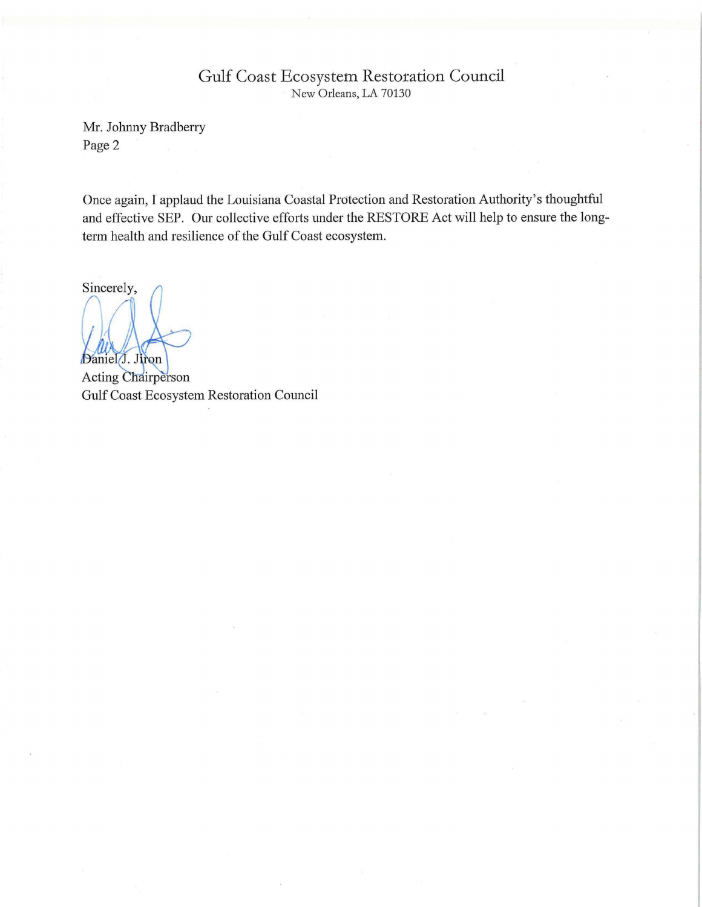Gulf Coast Ecosystem Restoration Council
New Orleans, LA 70130

Mr. Johnny Bradberry
Page 2

Once again, I applaud the Louisiana Coastal Protection and Restoration Authority's thoughtful and effective SEP. Our collective efforts under the RESTORE Act will help to ensure the long-term health and resilience of the Gulf Coast ecosystem.

Sincerely,

Daniel J. Jiron
Acting Chairperson
Gulf Coast Ecosystem Restoration Council